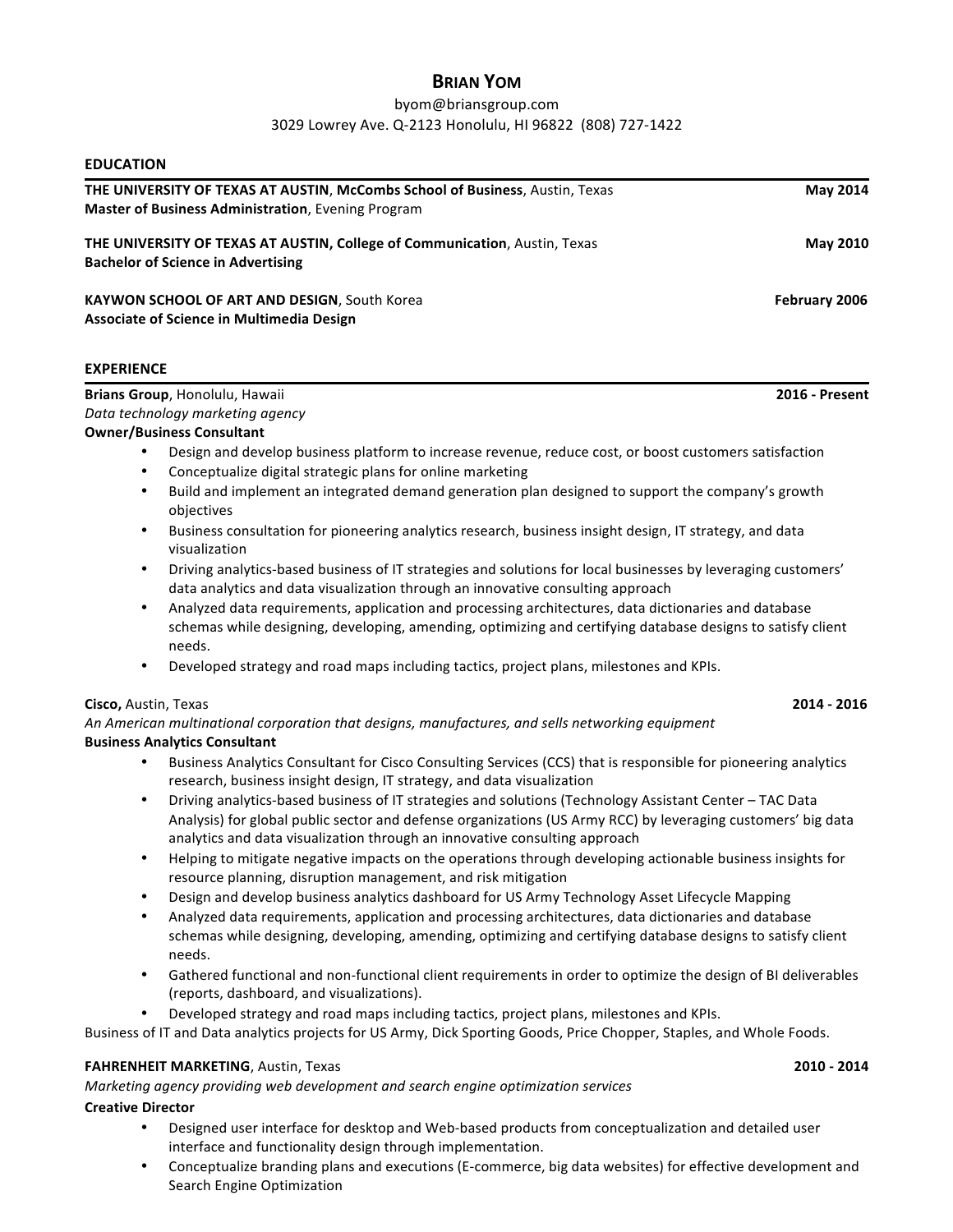# BRIAN YOM

byom@briansgroup.com
3029 Lowrey Ave. Q-2123 Honolulu, HI 96822 (808) 727-1422

## EDUCATION

**THE UNIVERSITY OF TEXAS AT AUSTIN**, **McCombs School of Business**, Austin, Texas — **May 2014**
**Master of Business Administration**, Evening Program

**THE UNIVERSITY OF TEXAS AT AUSTIN, College of Communication**, Austin, Texas — **May 2010**
**Bachelor of Science in Advertising**

**KAYWON SCHOOL OF ART AND DESIGN**, South Korea — **February 2006**
**Associate of Science in Multimedia Design**

## EXPERIENCE

**Brians Group**, Honolulu, Hawaii — **2016 - Present**
*Data technology marketing agency*
**Owner/Business Consultant**

- Design and develop business platform to increase revenue, reduce cost, or boost customers satisfaction
- Conceptualize digital strategic plans for online marketing
- Build and implement an integrated demand generation plan designed to support the company's growth objectives
- Business consultation for pioneering analytics research, business insight design, IT strategy, and data visualization
- Driving analytics-based business of IT strategies and solutions for local businesses by leveraging customers' data analytics and data visualization through an innovative consulting approach
- Analyzed data requirements, application and processing architectures, data dictionaries and database schemas while designing, developing, amending, optimizing and certifying database designs to satisfy client needs.
- Developed strategy and road maps including tactics, project plans, milestones and KPIs.

**Cisco,** Austin, Texas — **2014 - 2016**
*An American multinational corporation that designs, manufactures, and sells networking equipment*
**Business Analytics Consultant**

- Business Analytics Consultant for Cisco Consulting Services (CCS) that is responsible for pioneering analytics research, business insight design, IT strategy, and data visualization
- Driving analytics-based business of IT strategies and solutions (Technology Assistant Center – TAC Data Analysis) for global public sector and defense organizations (US Army RCC) by leveraging customers' big data analytics and data visualization through an innovative consulting approach
- Helping to mitigate negative impacts on the operations through developing actionable business insights for resource planning, disruption management, and risk mitigation
- Design and develop business analytics dashboard for US Army Technology Asset Lifecycle Mapping
- Analyzed data requirements, application and processing architectures, data dictionaries and database schemas while designing, developing, amending, optimizing and certifying database designs to satisfy client needs.
- Gathered functional and non-functional client requirements in order to optimize the design of BI deliverables (reports, dashboard, and visualizations).
- Developed strategy and road maps including tactics, project plans, milestones and KPIs.

Business of IT and Data analytics projects for US Army, Dick Sporting Goods, Price Chopper, Staples, and Whole Foods.

**FAHRENHEIT MARKETING**, Austin, Texas — **2010 - 2014**
*Marketing agency providing web development and search engine optimization services*
**Creative Director**

- Designed user interface for desktop and Web-based products from conceptualization and detailed user interface and functionality design through implementation.
- Conceptualize branding plans and executions (E-commerce, big data websites) for effective development and Search Engine Optimization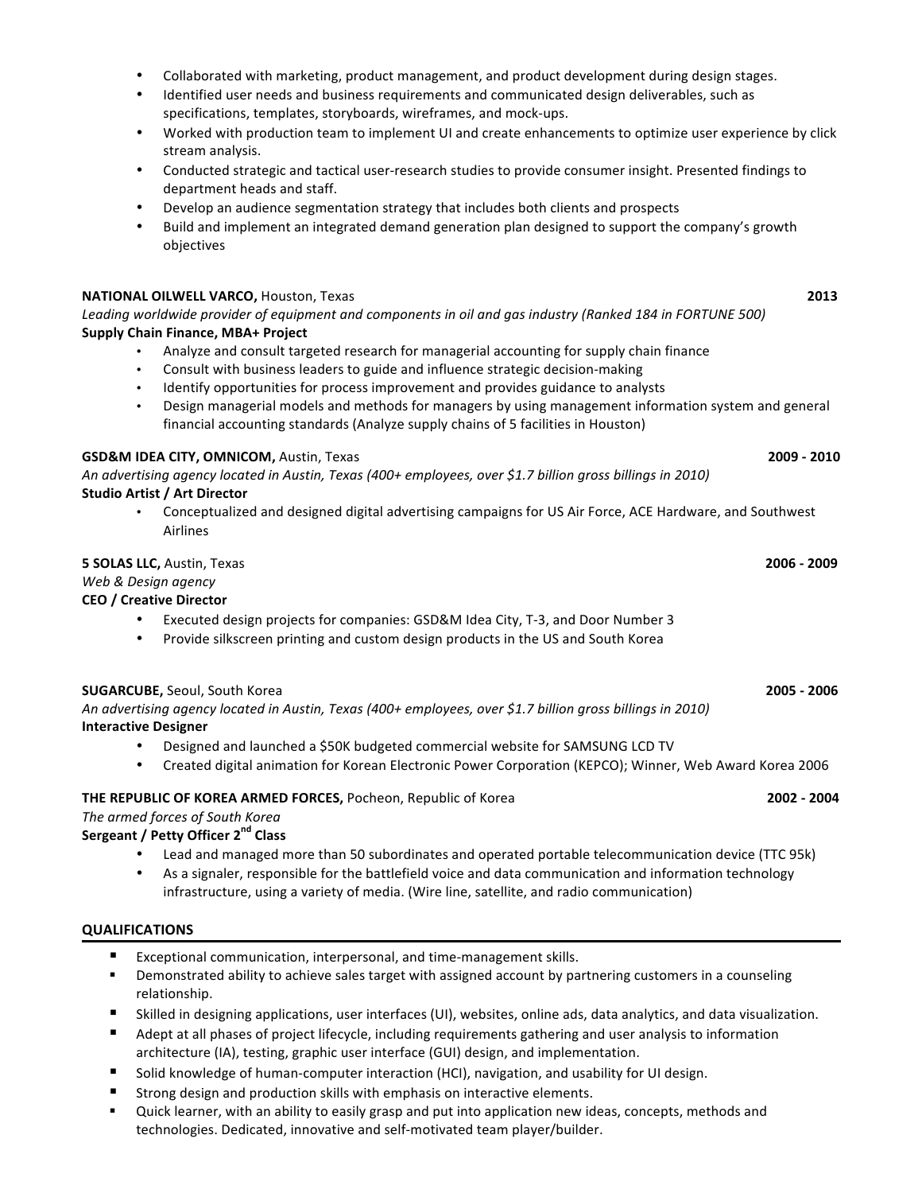- Collaborated with marketing, product management, and product development during design stages.
- Identified user needs and business requirements and communicated design deliverables, such as specifications, templates, storyboards, wireframes, and mock-ups.
- Worked with production team to implement UI and create enhancements to optimize user experience by click stream analysis.
- Conducted strategic and tactical user-research studies to provide consumer insight. Presented findings to department heads and staff.
- Develop an audience segmentation strategy that includes both clients and prospects
- Build and implement an integrated demand generation plan designed to support the company's growth objectives

**NATIONAL OILWELL VARCO,** Houston, Texas **2013**
*Leading worldwide provider of equipment and components in oil and gas industry (Ranked 184 in FORTUNE 500)*
**Supply Chain Finance, MBA+ Project**

- Analyze and consult targeted research for managerial accounting for supply chain finance
- Consult with business leaders to guide and influence strategic decision-making
- Identify opportunities for process improvement and provides guidance to analysts
- Design managerial models and methods for managers by using management information system and general financial accounting standards (Analyze supply chains of 5 facilities in Houston)

**GSD&M IDEA CITY, OMNICOM,** Austin, Texas **2009 - 2010**
*An advertising agency located in Austin, Texas (400+ employees, over $1.7 billion gross billings in 2010)*
**Studio Artist / Art Director**

- Conceptualized and designed digital advertising campaigns for US Air Force, ACE Hardware, and Southwest Airlines

**5 SOLAS LLC,** Austin, Texas **2006 - 2009**
*Web & Design agency*
**CEO / Creative Director**

- Executed design projects for companies: GSD&M Idea City, T-3, and Door Number 3
- Provide silkscreen printing and custom design products in the US and South Korea

**SUGARCUBE,** Seoul, South Korea **2005 - 2006**
*An advertising agency located in Austin, Texas (400+ employees, over $1.7 billion gross billings in 2010)*
**Interactive Designer**

- Designed and launched a $50K budgeted commercial website for SAMSUNG LCD TV
- Created digital animation for Korean Electronic Power Corporation (KEPCO); Winner, Web Award Korea 2006

**THE REPUBLIC OF KOREA ARMED FORCES,** Pocheon, Republic of Korea **2002 - 2004**
*The armed forces of South Korea*
**Sergeant / Petty Officer 2nd Class**

- Lead and managed more than 50 subordinates and operated portable telecommunication device (TTC 95k)
- As a signaler, responsible for the battlefield voice and data communication and information technology infrastructure, using a variety of media. (Wire line, satellite, and radio communication)

## QUALIFICATIONS

- Exceptional communication, interpersonal, and time-management skills.
- Demonstrated ability to achieve sales target with assigned account by partnering customers in a counseling relationship.
- Skilled in designing applications, user interfaces (UI), websites, online ads, data analytics, and data visualization.
- Adept at all phases of project lifecycle, including requirements gathering and user analysis to information architecture (IA), testing, graphic user interface (GUI) design, and implementation.
- Solid knowledge of human-computer interaction (HCI), navigation, and usability for UI design.
- Strong design and production skills with emphasis on interactive elements.
- Quick learner, with an ability to easily grasp and put into application new ideas, concepts, methods and technologies. Dedicated, innovative and self-motivated team player/builder.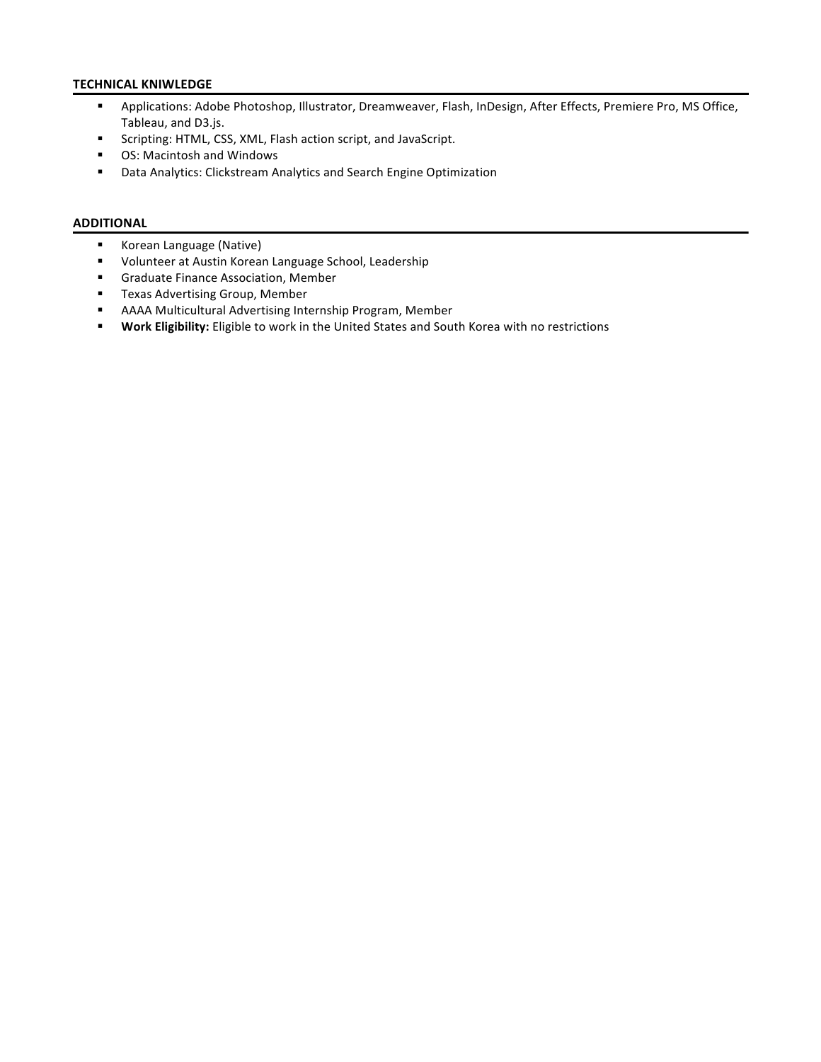## TECHNICAL KNIWLEDGE

- Applications: Adobe Photoshop, Illustrator, Dreamweaver, Flash, InDesign, After Effects, Premiere Pro, MS Office, Tableau, and D3.js.
- Scripting: HTML, CSS, XML, Flash action script, and JavaScript.
- OS: Macintosh and Windows
- Data Analytics: Clickstream Analytics and Search Engine Optimization

## ADDITIONAL

- Korean Language (Native)
- Volunteer at Austin Korean Language School, Leadership
- Graduate Finance Association, Member
- Texas Advertising Group, Member
- AAAA Multicultural Advertising Internship Program, Member
- **Work Eligibility:** Eligible to work in the United States and South Korea with no restrictions